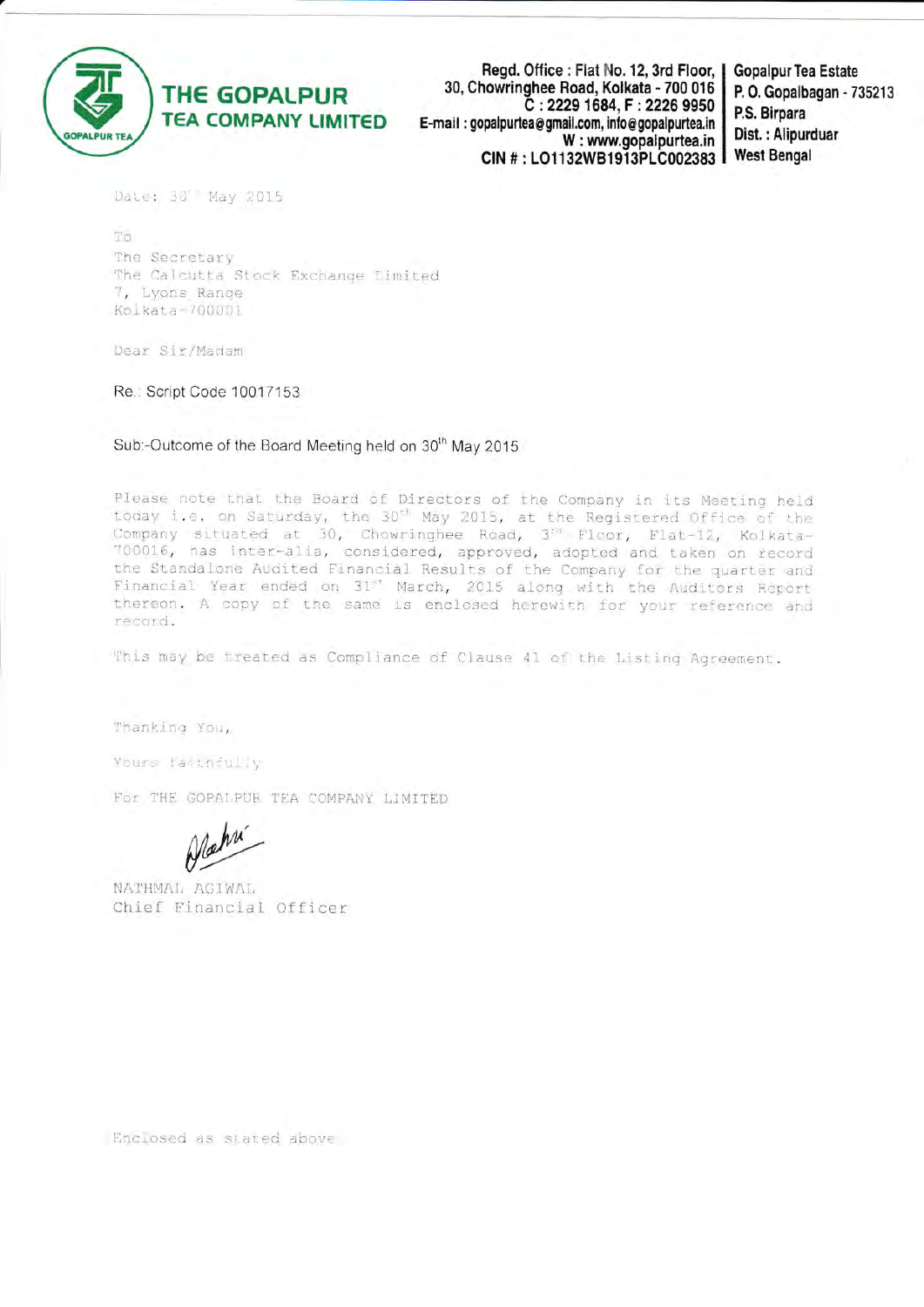# THE GOPALPUR TEA COMPANY LIMITED

Regd. Office : Flat No. 12, 3rd Floor, 30, Chowringhee Road, Kolkata - 700 016
C : 2229 1684, F : 2226 9950
E-mail : gopalpurtea@gmail.com, info@gopalpurtea.in
W : www.gopalpurtea.in
CIN # : LO1132WB1913PLC002383

Gopalpur Tea Estate
P. O. Gopalbagan - 735213
P.S. Birpara
Dist. : Alipurduar
West Bengal

Date: 30th May 2015

To
The Secretary
The Calcutta Stock Exchange Limited
7, Lyons Range
Kolkata-700001

Dear Sir/Madam

Re.: Script Code 10017153

Sub:-Outcome of the Board Meeting held on 30th May 2015

Please note that the Board of Directors of the Company in its Meeting held today i.e. on Saturday, the 30th May 2015, at the Registered Office of the Company situated at 30, Chowringhee Road, 3rd Floor, Flat-12, Kolkata-700016, has inter-alia, considered, approved, adopted and taken on record the Standalone Audited Financial Results of the Company for the quarter and Financial Year ended on 31st March, 2015 along with the Auditors Report thereon. A copy of the same is enclosed herewith for your reference and record.

This may be treated as Compliance of Clause 41 of the Listing Agreement.

Thanking You,

Yours faithfully

For THE GOPALPUR TEA COMPANY LIMITED

NATHMAL AGIWAL
Chief Financial Officer

Enclosed as stated above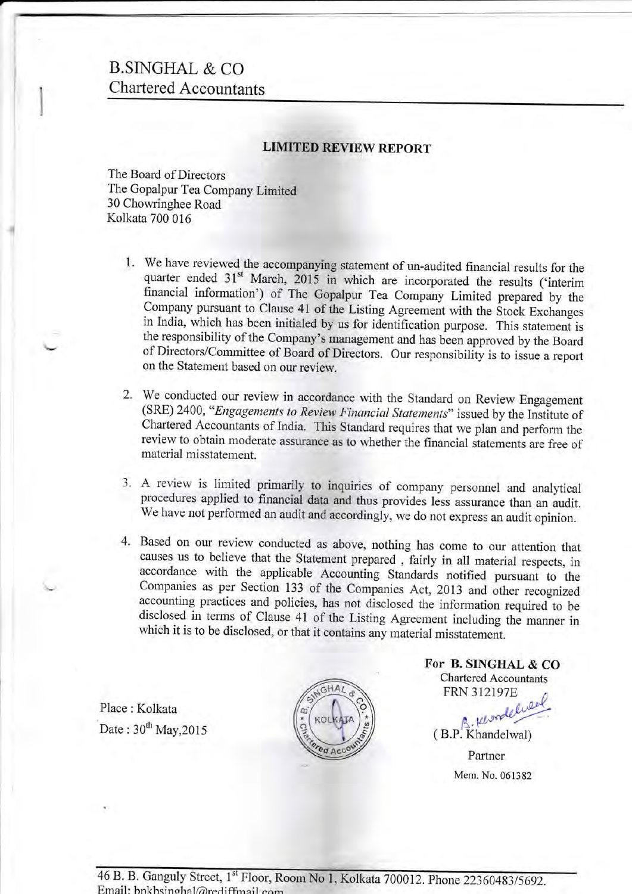# B.SINGHAL & CO
## Chartered Accountants

### LIMITED REVIEW REPORT

The Board of Directors
The Gopalpur Tea Company Limited
30 Chowringhee Road
Kolkata 700 016

1. We have reviewed the accompanying statement of un-audited financial results for the quarter ended 31st March, 2015 in which are incorporated the results ('interim financial information') of The Gopalpur Tea Company Limited prepared by the Company pursuant to Clause 41 of the Listing Agreement with the Stock Exchanges in India, which has been initialed by us for identification purpose. This statement is the responsibility of the Company's management and has been approved by the Board of Directors/Committee of Board of Directors. Our responsibility is to issue a report on the Statement based on our review.

2. We conducted our review in accordance with the Standard on Review Engagement (SRE) 2400, "*Engagements to Review Financial Statements*" issued by the Institute of Chartered Accountants of India. This Standard requires that we plan and perform the review to obtain moderate assurance as to whether the financial statements are free of material misstatement.

3. A review is limited primarily to inquiries of company personnel and analytical procedures applied to financial data and thus provides less assurance than an audit. We have not performed an audit and accordingly, we do not express an audit opinion.

4. Based on our review conducted as above, nothing has come to our attention that causes us to believe that the Statement prepared , fairly in all material respects, in accordance with the applicable Accounting Standards notified pursuant to the Companies as per Section 133 of the Companies Act, 2013 and other recognized accounting practices and policies, has not disclosed the information required to be disclosed in terms of Clause 41 of the Listing Agreement including the manner in which it is to be disclosed, or that it contains any material misstatement.

Place : Kolkata
Date : 30th May,2015

**For B. SINGHAL & CO**
Chartered Accountants
FRN 312197E

( B.P. Khandelwal)
Partner
Mem. No. 061382

46 B. B. Ganguly Street, 1st Floor, Room No 1, Kolkata 700012. Phone 22360483/5692.
Email: bpkbsinghal@rediffmail.com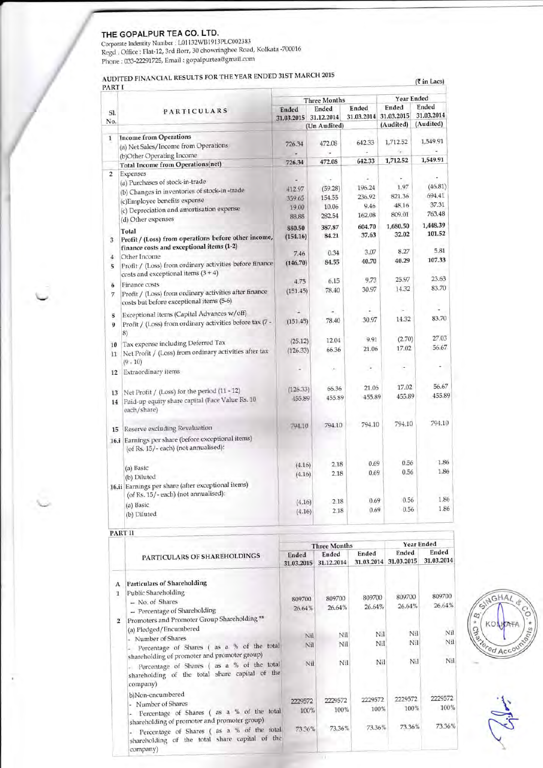# THE GOPALPUR TEA CO. LTD.

Corporate Indentity Number : L01132WB1913PLC002383
Regd . Office : Flat-12, 3rd florr, 30 chowringhee Road, Kolkata -700016
Phone : 033-22291725, Email : gopalpurtea@gmail.com

## AUDITED FINANCIAL RESULTS FOR THE YEAR ENDED 31ST MARCH 2015

(₹ in Lacs)

PART I

| Sl. No. | PARTICULARS | Three Months | | | Year Ended | |
|---|---|---|---|---|---|---|
| | | Ended 31.03.2015 | Ended 31.12.2014 | Ended 31.03.2014 | Ended 31.03.2015 | Ended 31.03.2014 |
| | | (Un Audited) | | | (Audited) | (Audited) |
| 1 | **Income from Operations** | | | | | |
| | (a) Net Sales/Income from Operations | 726.34 | 472.08 | 642.33 | 1,712.52 | 1,549.91 |
| | (b)Other Operating Income | - | - | - | - | - |
| | **Total Income from Operations(net)** | 726.34 | 472.08 | 642.33 | 1,712.52 | 1,549.91 |
| 2 | Expenses | | | | | |
| | (a) Purchases of stock-in-trade | - | - | - | - | - |
| | (b) Changes in inventories of stock-in -trade | 412.97 | (59.28) | 196.24 | 1.97 | (46.81) |
| | (c)Employee benefits expense | 359.65 | 154.55 | 236.92 | 821.36 | 694.41 |
| | (c) Depreciation and amortisation expense | 19.00 | 10.06 | 9.46 | 48.16 | 37.31 |
| | (d) Other expenses | 88.88 | 282.54 | 162.08 | 809.01 | 763.48 |
| | Total | 880.50 | 387.87 | 604.70 | 1,680.50 | 1,448.39 |
| 3 | Profit / (Loss) from operations before other income, finance costs and exceptional items (1-2) | (154.16) | 84.21 | 37.63 | 32.02 | 101.52 |
| 4 | Other Income | 7.46 | 0.34 | 3.07 | 8.27 | 5.81 |
| 5 | Profit / (Loss) from ordinary activities before finance costs and exceptional items (3 + 4) | (146.70) | 84.55 | 40.70 | 40.29 | 107.33 |
| 6 | Finance costs | 4.75 | 6.15 | 9.73 | 25.97 | 23.63 |
| 7 | Profit / (Loss) from ordinary activities after finance costs but before exceptional items (5-6) | (151.45) | 78.40 | 30.97 | 14.32 | 83.70 |
| 8 | Exceptional items (Capital Advances w/off) | - | - | - | - | - |
| 9 | Profit / (Loss) from ordinary activities before tax (7 - 8) | (151.45) | 78.40 | 30.97 | 14.32 | 83.70 |
| 10 | Tax expense including Deferred Tax | (25.12) | 12.04 | 9.91 | (2.70) | 27.03 |
| 11 | Net Profit / (Loss) from ordinary activities after tax (9 - 10) | (126.33) | 66.36 | 21.06 | 17.02 | 56.67 |
| 12 | Extraordinary items | - | - | - | - | - |
| 13 | Net Profit / (Loss) for the period (11 - 12) | (126.33) | 66.36 | 21.06 | 17.02 | 56.67 |
| 14 | Paid-up equity share capital (Face Value Rs. 10 each/share) | 455.89 | 455.89 | 455.89 | 455.89 | 455.89 |
| 15 | Reserve excluding Revaluation | 794.10 | 794.10 | 794.10 | 794.10 | 794.10 |
| 16.i | Earnings per share (before exceptional items) (of Rs. 15/- each) (not annualised): | | | | | |
| | (a) Basic | (4.16) | 2.18 | 0.69 | 0.56 | 1.86 |
| | (b) Diluted | (4.16) | 2.18 | 0.69 | 0.56 | 1.86 |
| 16.ii | Earnings per share (after exceptional items) (of Rs. 15/- each) (not annualised): | | | | | |
| | (a) Basic | (4.16) | 2.18 | 0.69 | 0.56 | 1.86 |
| | (b) Diluted | (4.16) | 2.18 | 0.69 | 0.56 | 1.86 |

PART II

| | PARTICULARS OF SHAREHOLDINGS | Three Months | | | Year Ended | |
|---|---|---|---|---|---|---|
| | | Ended 31.03.2015 | Ended 31.12.2014 | Ended 31.03.2014 | Ended 31.03.2015 | Ended 31.03.2014 |
| A | **Particulars of Shareholding** | | | | | |
| 1 | Public Shareholding | | | | | |
| | – No. of Shares | 809700 | 809700 | 809700 | 809700 | 809700 |
| | – Percentage of Shareholding | 26.64% | 26.64% | 26.64% | 26.64% | 26.64% |
| 2 | Promoters and Promoter Group Shareholding ** | | | | | |
| | (a) Pledged/Encumbered | | | | | |
| | - Number of Shares | Nil | Nil | Nil | Nil | Nil |
| | - Percentage of Shares ( as a % of the total shareholding of promoter and promoter group) | Nil | Nil | Nil | Nil | Nil |
| | - Percentage of Shares ( as a % of the total shareholding of the total share capital of the company) | Nil | Nil | Nil | Nil | Nil |
| | b)Non-encumbered | | | | | |
| | - Number of Shares | 2229572 | 2229572 | 2229572 | 2229572 | 2229572 |
| | - Percentage of Shares ( as a % of the total shareholding of promoter and promoter group) | 100% | 100% | 100% | 100% | 100% |
| | - Percentage of Shares ( as a % of the total shareholding of the total share capital of the company) | 73.36% | 73.36% | 73.36% | 73.36% | 73.36% |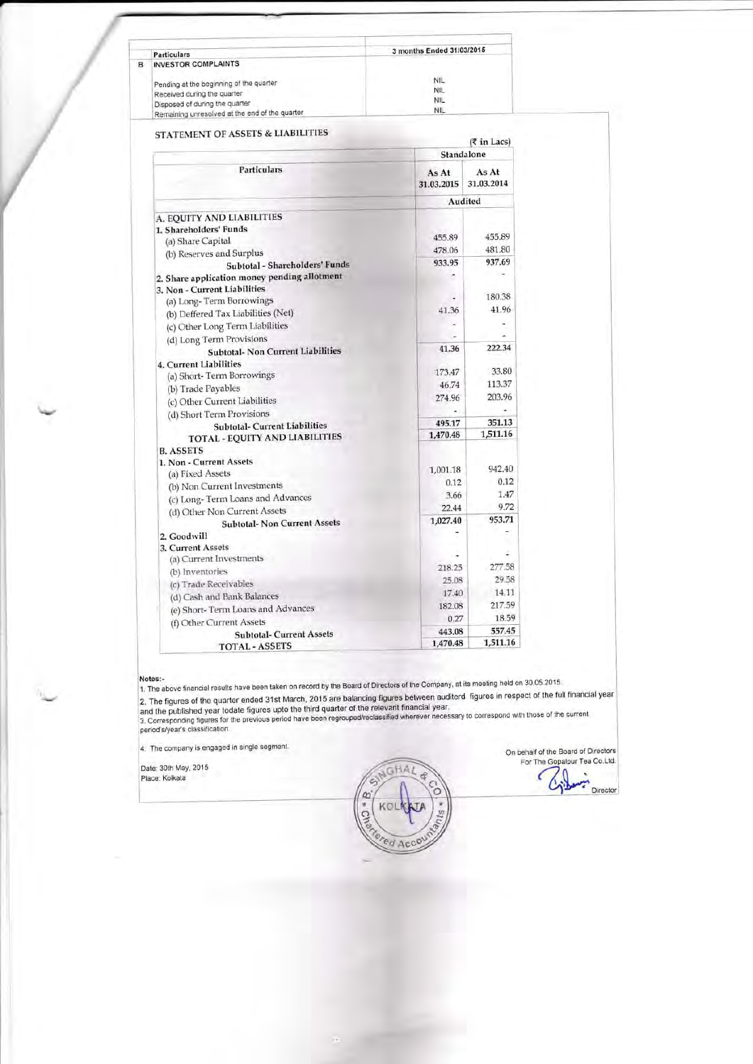| | Particulars | 3 months Ended 31/03/2015 |
|---|---|---|
| B | INVESTOR COMPLAINTS | |
| | Pending at the beginning of the quarter | NIL |
| | Received during the quarter | NIL |
| | Disposed of during the quarter | NIL |
| | Remaining unresolved at the end of the quarter | NIL |

## STATEMENT OF ASSETS & LIABILITIES

(₹ in Lacs)

| Particulars | Standalone | |
|---|---|---|
| | As At 31.03.2015 | As At 31.03.2014 |
| | Audited | |
| **A. EQUITY AND LIABILITIES** | | |
| **1. Shareholders' Funds** | | |
| (a) Share Capital | 455.89 | 455.89 |
| (b) Reserves and Surplus | 478.06 | 481.80 |
| **Subtotal - Shareholders' Funds** | 933.95 | 937.69 |
| **2. Share application money pending allotment** | - | - |
| **3. Non - Current Liabilities** | | |
| (a) Long- Term Borrowings | - | 180.38 |
| (b) Deffered Tax Liabilities (Net) | 41.36 | 41.96 |
| (c) Other Long Term Liabilities | - | - |
| (d) Long Term Provisions | - | - |
| **Subtotal- Non Current Liabilities** | 41.36 | 222.34 |
| **4. Current Liabilities** | | |
| (a) Short- Term Borrowings | 173.47 | 33.80 |
| (b) Trade Payables | 46.74 | 113.37 |
| (c) Other Current Liabilities | 274.96 | 203.96 |
| (d) Short Term Provisions | - | - |
| **Subtotal- Current Liabilities** | 495.17 | 351.13 |
| **TOTAL - EQUITY AND LIABILITIES** | 1,470.48 | 1,511.16 |
| **B. ASSETS** | | |
| **1. Non - Current Assets** | | |
| (a) Fixed Assets | 1,001.18 | 942.40 |
| (b) Non Current Investments | 0.12 | 0.12 |
| (c) Long- Term Loans and Advances | 3.66 | 1.47 |
| (d) Other Non Current Assets | 22.44 | 9.72 |
| **Subtotal- Non Current Assets** | 1,027.40 | 953.71 |
| **2. Goodwill** | - | - |
| **3. Current Assets** | | |
| (a) Current Investments | - | - |
| (b) Inventories | 218.25 | 277.58 |
| (c) Trade Receivables | 25.08 | 29.58 |
| (d) Cash and Bank Balances | 17.40 | 14.11 |
| (e) Short- Term Loans and Advances | 182.08 | 217.59 |
| (f) Other Current Assets | 0.27 | 18.59 |
| **Subtotal- Current Assets** | 443.08 | 557.45 |
| **TOTAL - ASSETS** | 1,470.48 | 1,511.16 |

**Notes:-**

1. The above financial results have been taken on record by the Board of Directors of the Company, at its meeting held on 30.05.2015.
2. The figures of the quarter ended 31st March, 2015 are balancing figures between audited figures in respect of the full financial year and the published year todate figures upto the third quarter of the relevant financial year.
3. Corresponding figures for the previous period have been regrouped/reclassified wherever necessary to correspond with those of the current period's/year's classification.
4. The company is engaged in single segment.

Date: 30th May, 2015
Place: Kolkata

On behalf of the Board of Directors
For The Gopalpur Tea Co.Ltd.

Director